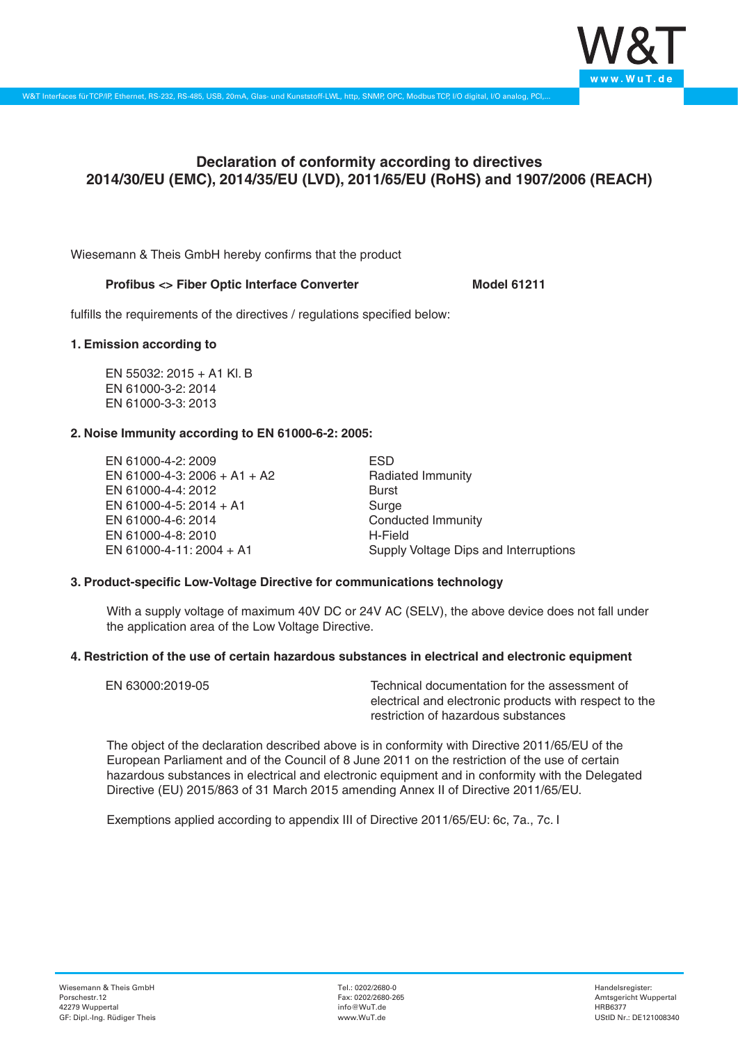# Declaration of conformity according to directives 2014/30/EU (EMC), 2014/35/EU (LVD), 2011/65/EU (RoHS) and 1907/2006 (REACH)

Wiesemann & Theis GmbH hereby confirms that the product

**Profibus <> Fiber Optic Interface Converter** **Model 61211**

fulfills the requirements of the directives / regulations specified below:

**1. Emission according to**

EN 55032: 2015 + A1 Kl. B
EN 61000-3-2: 2014
EN 61000-3-3: 2013

**2. Noise Immunity according to EN 61000-6-2: 2005:**

| | |
|---|---|
| EN 61000-4-2: 2009 | ESD |
| EN 61000-4-3: 2006 + A1 + A2 | Radiated Immunity |
| EN 61000-4-4: 2012 | Burst |
| EN 61000-4-5: 2014 + A1 | Surge |
| EN 61000-4-6: 2014 | Conducted Immunity |
| EN 61000-4-8: 2010 | H-Field |
| EN 61000-4-11: 2004 + A1 | Supply Voltage Dips and Interruptions |

**3. Product-specific Low-Voltage Directive for communications technology**

With a supply voltage of maximum 40V DC or 24V AC (SELV), the above device does not fall under the application area of the Low Voltage Directive.

**4. Restriction of the use of certain hazardous substances in electrical and electronic equipment**

| | |
|---|---|
| EN 63000:2019-05 | Technical documentation for the assessment of electrical and electronic products with respect to the restriction of hazardous substances |

The object of the declaration described above is in conformity with Directive 2011/65/EU of the European Parliament and of the Council of 8 June 2011 on the restriction of the use of certain hazardous substances in electrical and electronic equipment and in conformity with the Delegated Directive (EU) 2015/863 of 31 March 2015 amending Annex II of Directive 2011/65/EU.

Exemptions applied according to appendix III of Directive 2011/65/EU: 6c, 7a., 7c. I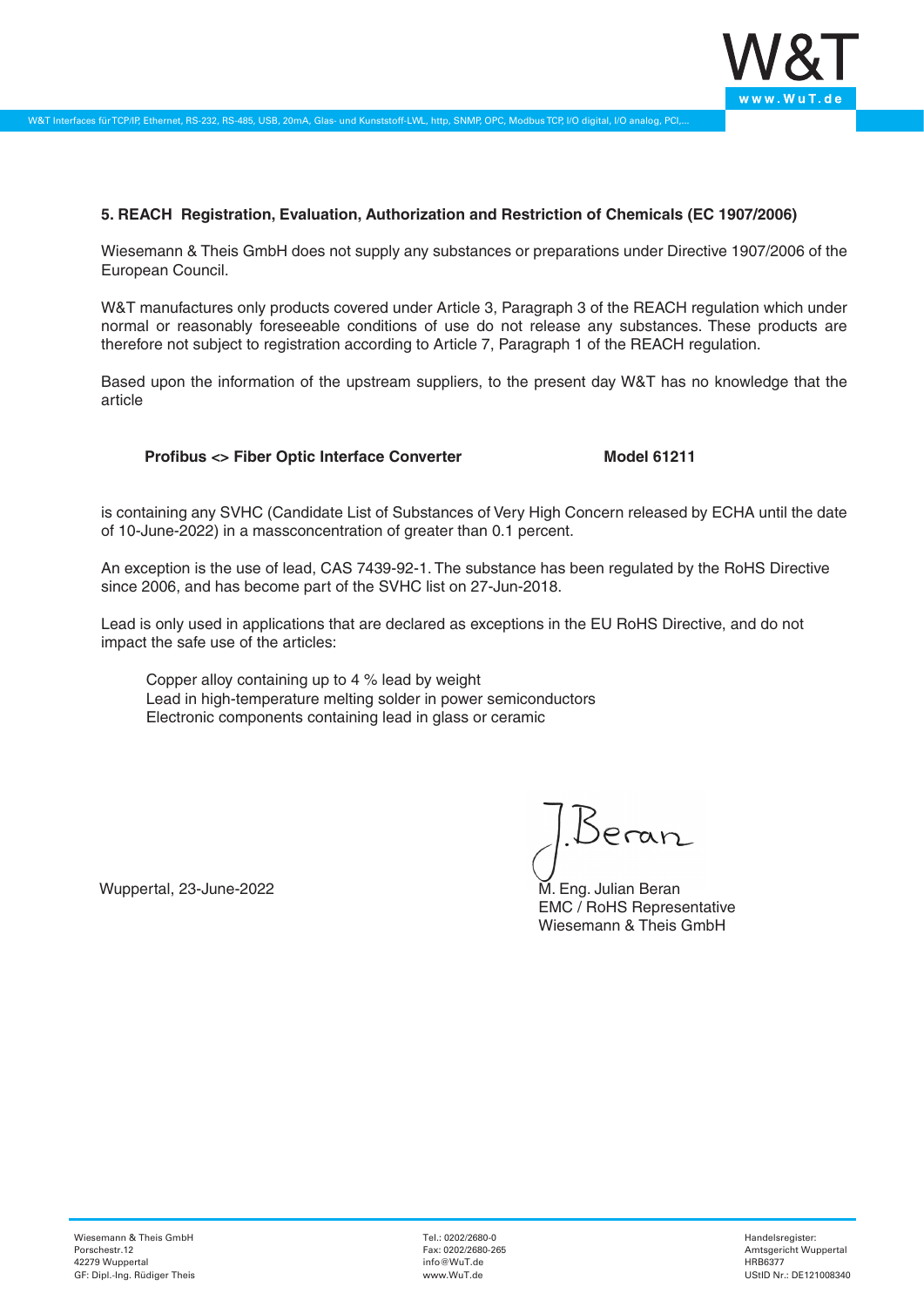### 5. REACH Registration, Evaluation, Authorization and Restriction of Chemicals (EC 1907/2006)

Wiesemann & Theis GmbH does not supply any substances or preparations under Directive 1907/2006 of the European Council.

W&T manufactures only products covered under Article 3, Paragraph 3 of the REACH regulation which under normal or reasonably foreseeable conditions of use do not release any substances. These products are therefore not subject to registration according to Article 7, Paragraph 1 of the REACH regulation.

Based upon the information of the upstream suppliers, to the present day W&T has no knowledge that the article

**Profibus <> Fiber Optic Interface Converter** **Model 61211**

is containing any SVHC (Candidate List of Substances of Very High Concern released by ECHA until the date of 10-June-2022) in a massconcentration of greater than 0.1 percent.

An exception is the use of lead, CAS 7439-92-1. The substance has been regulated by the RoHS Directive since 2006, and has become part of the SVHC list on 27-Jun-2018.

Lead is only used in applications that are declared as exceptions in the EU RoHS Directive, and do not impact the safe use of the articles:

Copper alloy containing up to 4 % lead by weight
Lead in high-temperature melting solder in power semiconductors
Electronic components containing lead in glass or ceramic

Wuppertal, 23-June-2022

J. Beran

M. Eng. Julian Beran
EMC / RoHS Representative
Wiesemann & Theis GmbH